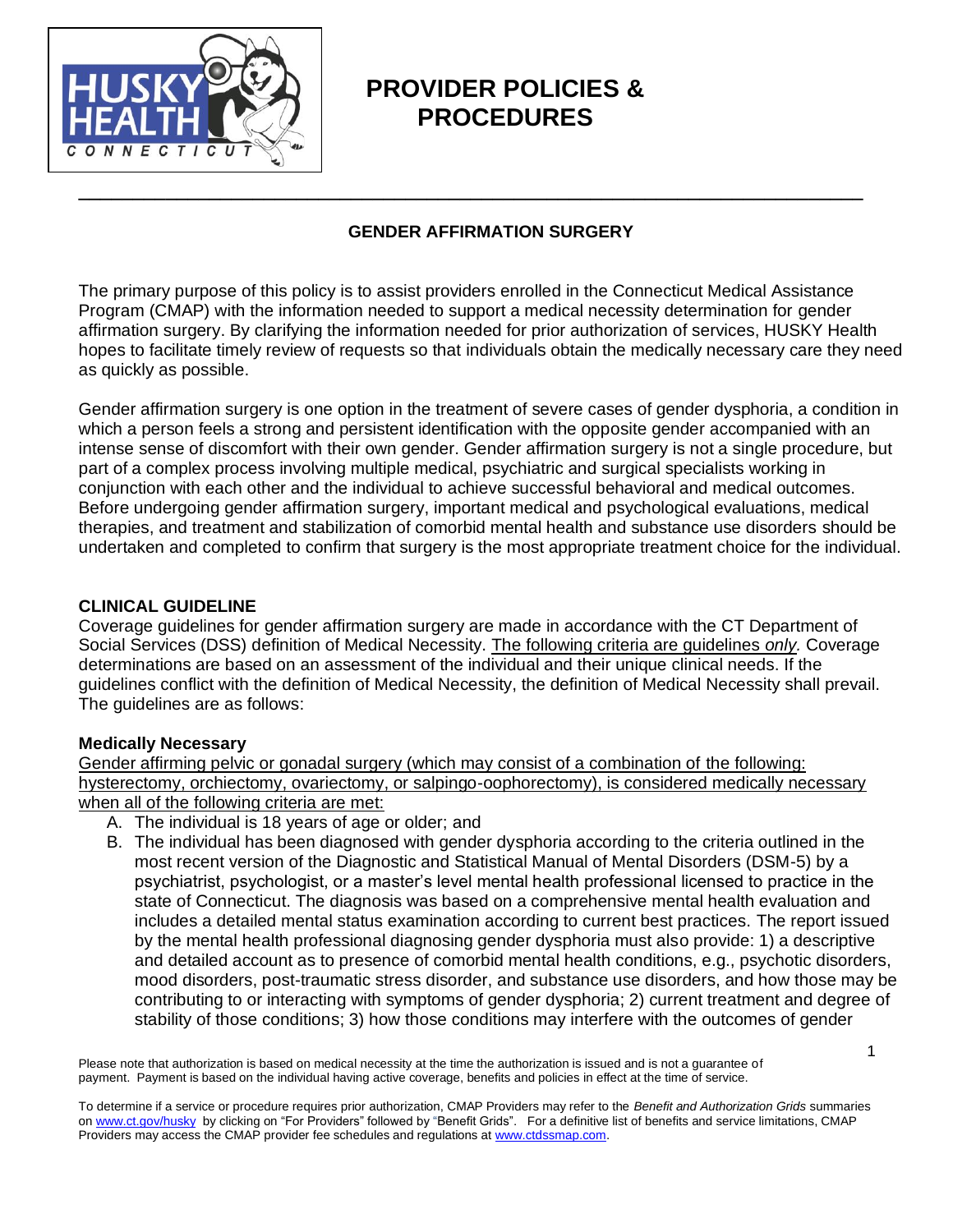# PROVIDER POLICIES & PROCEDURES

## GENDER AFFIRMATION SURGERY

The primary purpose of this policy is to assist providers enrolled in the Connecticut Medical Assistance Program (CMAP) with the information needed to support a medical necessity determination for gender affirmation surgery. By clarifying the information needed for prior authorization of services, HUSKY Health hopes to facilitate timely review of requests so that individuals obtain the medically necessary care they need as quickly as possible.

Gender affirmation surgery is one option in the treatment of severe cases of gender dysphoria, a condition in which a person feels a strong and persistent identification with the opposite gender accompanied with an intense sense of discomfort with their own gender. Gender affirmation surgery is not a single procedure, but part of a complex process involving multiple medical, psychiatric and surgical specialists working in conjunction with each other and the individual to achieve successful behavioral and medical outcomes. Before undergoing gender affirmation surgery, important medical and psychological evaluations, medical therapies, and treatment and stabilization of comorbid mental health and substance use disorders should be undertaken and completed to confirm that surgery is the most appropriate treatment choice for the individual.

### CLINICAL GUIDELINE

Coverage guidelines for gender affirmation surgery are made in accordance with the CT Department of Social Services (DSS) definition of Medical Necessity. <u>The following criteria are guidelines *only*.</u> Coverage determinations are based on an assessment of the individual and their unique clinical needs. If the guidelines conflict with the definition of Medical Necessity, the definition of Medical Necessity shall prevail. The guidelines are as follows:

#### Medically Necessary

<u>Gender affirming pelvic or gonadal surgery (which may consist of a combination of the following: hysterectomy, orchiectomy, ovariectomy, or salpingo-oophorectomy), is considered medically necessary when all of the following criteria are met:</u>

A. The individual is 18 years of age or older; and
B. The individual has been diagnosed with gender dysphoria according to the criteria outlined in the most recent version of the Diagnostic and Statistical Manual of Mental Disorders (DSM-5) by a psychiatrist, psychologist, or a master's level mental health professional licensed to practice in the state of Connecticut. The diagnosis was based on a comprehensive mental health evaluation and includes a detailed mental status examination according to current best practices. The report issued by the mental health professional diagnosing gender dysphoria must also provide: 1) a descriptive and detailed account as to presence of comorbid mental health conditions, e.g., psychotic disorders, mood disorders, post-traumatic stress disorder, and substance use disorders, and how those may be contributing to or interacting with symptoms of gender dysphoria; 2) current treatment and degree of stability of those conditions; 3) how those conditions may interfere with the outcomes of gender

Please note that authorization is based on medical necessity at the time the authorization is issued and is not a guarantee of payment. Payment is based on the individual having active coverage, benefits and policies in effect at the time of service.

To determine if a service or procedure requires prior authorization, CMAP Providers may refer to the *Benefit and Authorization Grids* summaries on www.ct.gov/husky by clicking on "For Providers" followed by "Benefit Grids". For a definitive list of benefits and service limitations, CMAP Providers may access the CMAP provider fee schedules and regulations at www.ctdssmap.com.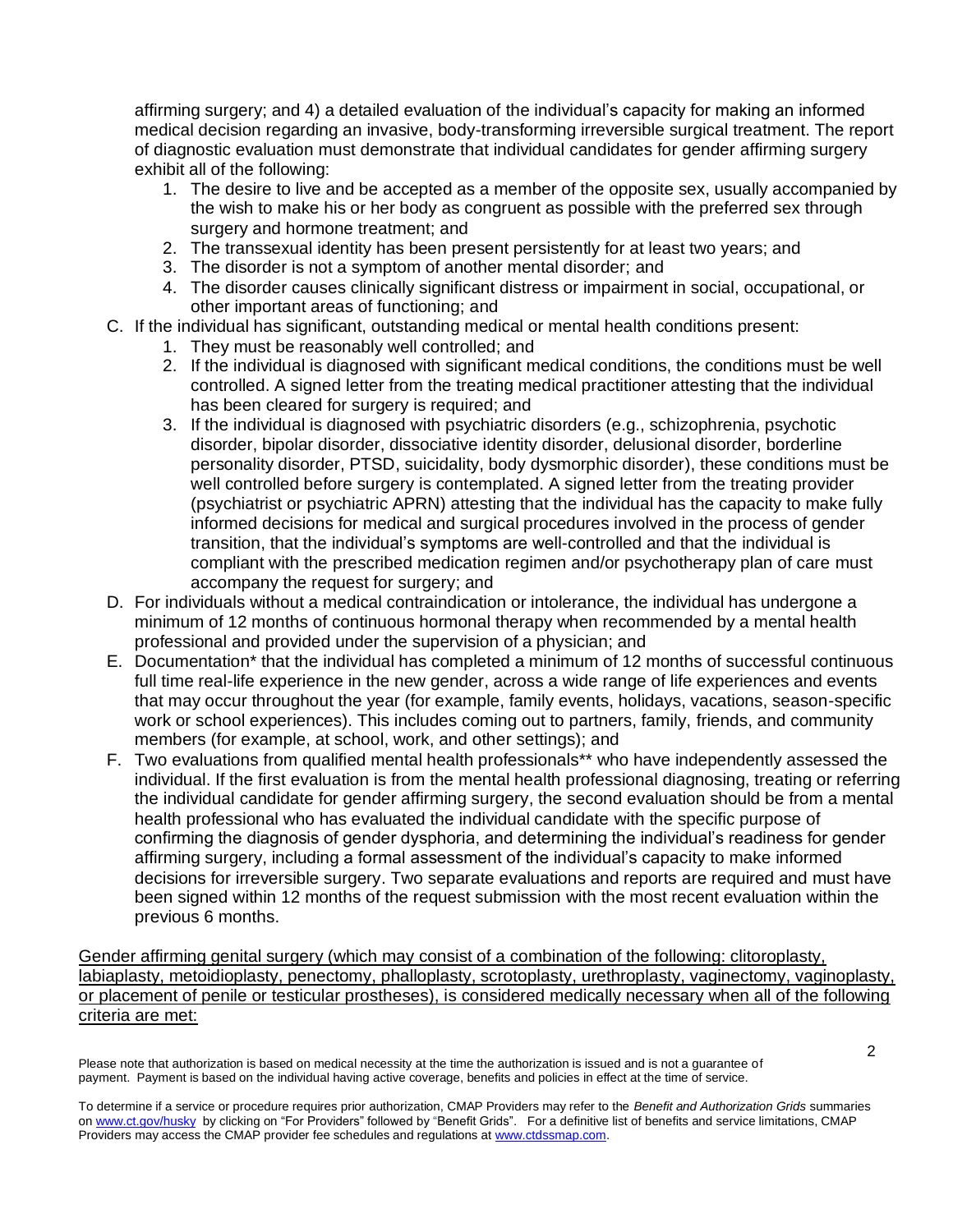affirming surgery; and 4) a detailed evaluation of the individual's capacity for making an informed medical decision regarding an invasive, body-transforming irreversible surgical treatment. The report of diagnostic evaluation must demonstrate that individual candidates for gender affirming surgery exhibit all of the following:

1. The desire to live and be accepted as a member of the opposite sex, usually accompanied by the wish to make his or her body as congruent as possible with the preferred sex through surgery and hormone treatment; and
2. The transsexual identity has been present persistently for at least two years; and
3. The disorder is not a symptom of another mental disorder; and
4. The disorder causes clinically significant distress or impairment in social, occupational, or other important areas of functioning; and

C. If the individual has significant, outstanding medical or mental health conditions present:

1. They must be reasonably well controlled; and
2. If the individual is diagnosed with significant medical conditions, the conditions must be well controlled. A signed letter from the treating medical practitioner attesting that the individual has been cleared for surgery is required; and
3. If the individual is diagnosed with psychiatric disorders (e.g., schizophrenia, psychotic disorder, bipolar disorder, dissociative identity disorder, delusional disorder, borderline personality disorder, PTSD, suicidality, body dysmorphic disorder), these conditions must be well controlled before surgery is contemplated. A signed letter from the treating provider (psychiatrist or psychiatric APRN) attesting that the individual has the capacity to make fully informed decisions for medical and surgical procedures involved in the process of gender transition, that the individual's symptoms are well-controlled and that the individual is compliant with the prescribed medication regimen and/or psychotherapy plan of care must accompany the request for surgery; and

D. For individuals without a medical contraindication or intolerance, the individual has undergone a minimum of 12 months of continuous hormonal therapy when recommended by a mental health professional and provided under the supervision of a physician; and

E. Documentation* that the individual has completed a minimum of 12 months of successful continuous full time real-life experience in the new gender, across a wide range of life experiences and events that may occur throughout the year (for example, family events, holidays, vacations, season-specific work or school experiences). This includes coming out to partners, family, friends, and community members (for example, at school, work, and other settings); and

F. Two evaluations from qualified mental health professionals** who have independently assessed the individual. If the first evaluation is from the mental health professional diagnosing, treating or referring the individual candidate for gender affirming surgery, the second evaluation should be from a mental health professional who has evaluated the individual candidate with the specific purpose of confirming the diagnosis of gender dysphoria, and determining the individual's readiness for gender affirming surgery, including a formal assessment of the individual's capacity to make informed decisions for irreversible surgery. Two separate evaluations and reports are required and must have been signed within 12 months of the request submission with the most recent evaluation within the previous 6 months.

<u>Gender affirming genital surgery (which may consist of a combination of the following: clitoroplasty, labiaplasty, metoidioplasty, penectomy, phalloplasty, scrotoplasty, urethroplasty, vaginectomy, vaginoplasty, or placement of penile or testicular prostheses), is considered medically necessary when all of the following criteria are met:</u>

Please note that authorization is based on medical necessity at the time the authorization is issued and is not a guarantee of payment. Payment is based on the individual having active coverage, benefits and policies in effect at the time of service.

To determine if a service or procedure requires prior authorization, CMAP Providers may refer to the *Benefit and Authorization Grids* summaries on www.ct.gov/husky by clicking on "For Providers" followed by "Benefit Grids". For a definitive list of benefits and service limitations, CMAP Providers may access the CMAP provider fee schedules and regulations at www.ctdssmap.com.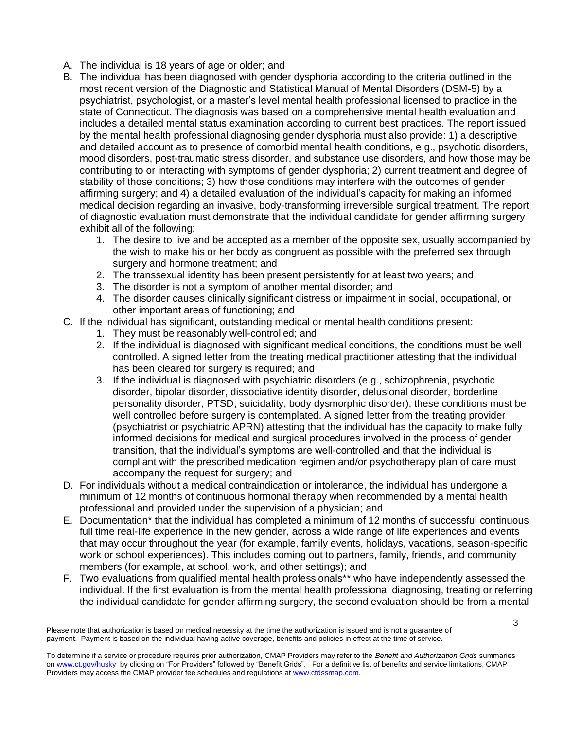A. The individual is 18 years of age or older; and
B. The individual has been diagnosed with gender dysphoria according to the criteria outlined in the most recent version of the Diagnostic and Statistical Manual of Mental Disorders (DSM-5) by a psychiatrist, psychologist, or a master's level mental health professional licensed to practice in the state of Connecticut. The diagnosis was based on a comprehensive mental health evaluation and includes a detailed mental status examination according to current best practices. The report issued by the mental health professional diagnosing gender dysphoria must also provide: 1) a descriptive and detailed account as to presence of comorbid mental health conditions, e.g., psychotic disorders, mood disorders, post-traumatic stress disorder, and substance use disorders, and how those may be contributing to or interacting with symptoms of gender dysphoria; 2) current treatment and degree of stability of those conditions; 3) how those conditions may interfere with the outcomes of gender affirming surgery; and 4) a detailed evaluation of the individual's capacity for making an informed medical decision regarding an invasive, body-transforming irreversible surgical treatment. The report of diagnostic evaluation must demonstrate that the individual candidate for gender affirming surgery exhibit all of the following:
    1. The desire to live and be accepted as a member of the opposite sex, usually accompanied by the wish to make his or her body as congruent as possible with the preferred sex through surgery and hormone treatment; and
    2. The transsexual identity has been present persistently for at least two years; and
    3. The disorder is not a symptom of another mental disorder; and
    4. The disorder causes clinically significant distress or impairment in social, occupational, or other important areas of functioning; and
C. If the individual has significant, outstanding medical or mental health conditions present:
    1. They must be reasonably well-controlled; and
    2. If the individual is diagnosed with significant medical conditions, the conditions must be well controlled. A signed letter from the treating medical practitioner attesting that the individual has been cleared for surgery is required; and
    3. If the individual is diagnosed with psychiatric disorders (e.g., schizophrenia, psychotic disorder, bipolar disorder, dissociative identity disorder, delusional disorder, borderline personality disorder, PTSD, suicidality, body dysmorphic disorder), these conditions must be well controlled before surgery is contemplated. A signed letter from the treating provider (psychiatrist or psychiatric APRN) attesting that the individual has the capacity to make fully informed decisions for medical and surgical procedures involved in the process of gender transition, that the individual's symptoms are well-controlled and that the individual is compliant with the prescribed medication regimen and/or psychotherapy plan of care must accompany the request for surgery; and
D. For individuals without a medical contraindication or intolerance, the individual has undergone a minimum of 12 months of continuous hormonal therapy when recommended by a mental health professional and provided under the supervision of a physician; and
E. Documentation* that the individual has completed a minimum of 12 months of successful continuous full time real-life experience in the new gender, across a wide range of life experiences and events that may occur throughout the year (for example, family events, holidays, vacations, season-specific work or school experiences). This includes coming out to partners, family, friends, and community members (for example, at school, work, and other settings); and
F. Two evaluations from qualified mental health professionals** who have independently assessed the individual. If the first evaluation is from the mental health professional diagnosing, treating or referring the individual candidate for gender affirming surgery, the second evaluation should be from a mental

Please note that authorization is based on medical necessity at the time the authorization is issued and is not a guarantee of payment. Payment is based on the individual having active coverage, benefits and policies in effect at the time of service.

To determine if a service or procedure requires prior authorization, CMAP Providers may refer to the *Benefit and Authorization Grids* summaries on www.ct.gov/husky by clicking on "For Providers" followed by "Benefit Grids". For a definitive list of benefits and service limitations, CMAP Providers may access the CMAP provider fee schedules and regulations at www.ctdssmap.com.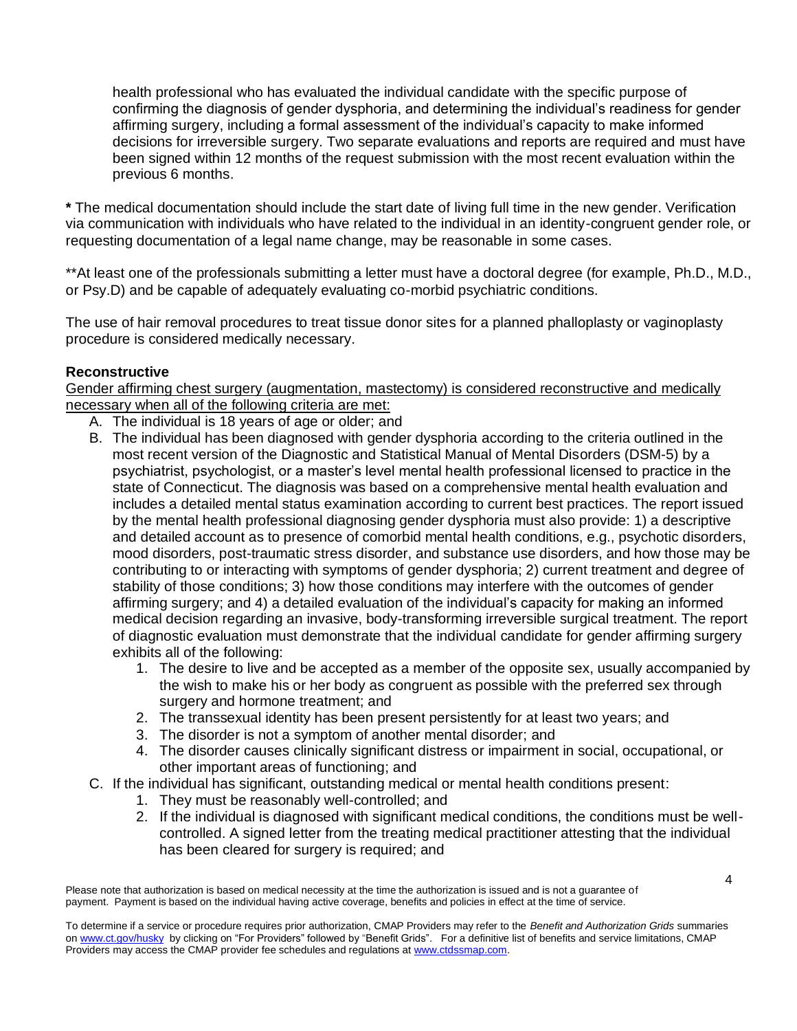health professional who has evaluated the individual candidate with the specific purpose of confirming the diagnosis of gender dysphoria, and determining the individual's readiness for gender affirming surgery, including a formal assessment of the individual's capacity to make informed decisions for irreversible surgery. Two separate evaluations and reports are required and must have been signed within 12 months of the request submission with the most recent evaluation within the previous 6 months.

**\*** The medical documentation should include the start date of living full time in the new gender. Verification via communication with individuals who have related to the individual in an identity-congruent gender role, or requesting documentation of a legal name change, may be reasonable in some cases.

**At least one of the professionals submitting a letter must have a doctoral degree (for example, Ph.D., M.D., or Psy.D) and be capable of adequately evaluating co-morbid psychiatric conditions.

The use of hair removal procedures to treat tissue donor sites for a planned phalloplasty or vaginoplasty procedure is considered medically necessary.

**Reconstructive**

<u>Gender affirming chest surgery (augmentation, mastectomy) is considered reconstructive and medically necessary when all of the following criteria are met:</u>

A. The individual is 18 years of age or older; and
B. The individual has been diagnosed with gender dysphoria according to the criteria outlined in the most recent version of the Diagnostic and Statistical Manual of Mental Disorders (DSM-5) by a psychiatrist, psychologist, or a master's level mental health professional licensed to practice in the state of Connecticut. The diagnosis was based on a comprehensive mental health evaluation and includes a detailed mental status examination according to current best practices. The report issued by the mental health professional diagnosing gender dysphoria must also provide: 1) a descriptive and detailed account as to presence of comorbid mental health conditions, e.g., psychotic disorders, mood disorders, post-traumatic stress disorder, and substance use disorders, and how those may be contributing to or interacting with symptoms of gender dysphoria; 2) current treatment and degree of stability of those conditions; 3) how those conditions may interfere with the outcomes of gender affirming surgery; and 4) a detailed evaluation of the individual's capacity for making an informed medical decision regarding an invasive, body-transforming irreversible surgical treatment. The report of diagnostic evaluation must demonstrate that the individual candidate for gender affirming surgery exhibits all of the following:
    1. The desire to live and be accepted as a member of the opposite sex, usually accompanied by the wish to make his or her body as congruent as possible with the preferred sex through surgery and hormone treatment; and
    2. The transsexual identity has been present persistently for at least two years; and
    3. The disorder is not a symptom of another mental disorder; and
    4. The disorder causes clinically significant distress or impairment in social, occupational, or other important areas of functioning; and
C. If the individual has significant, outstanding medical or mental health conditions present:
    1. They must be reasonably well-controlled; and
    2. If the individual is diagnosed with significant medical conditions, the conditions must be well-controlled. A signed letter from the treating medical practitioner attesting that the individual has been cleared for surgery is required; and

Please note that authorization is based on medical necessity at the time the authorization is issued and is not a guarantee of payment. Payment is based on the individual having active coverage, benefits and policies in effect at the time of service.

To determine if a service or procedure requires prior authorization, CMAP Providers may refer to the *Benefit and Authorization Grids* summaries on www.ct.gov/husky by clicking on "For Providers" followed by "Benefit Grids". For a definitive list of benefits and service limitations, CMAP Providers may access the CMAP provider fee schedules and regulations at www.ctdssmap.com.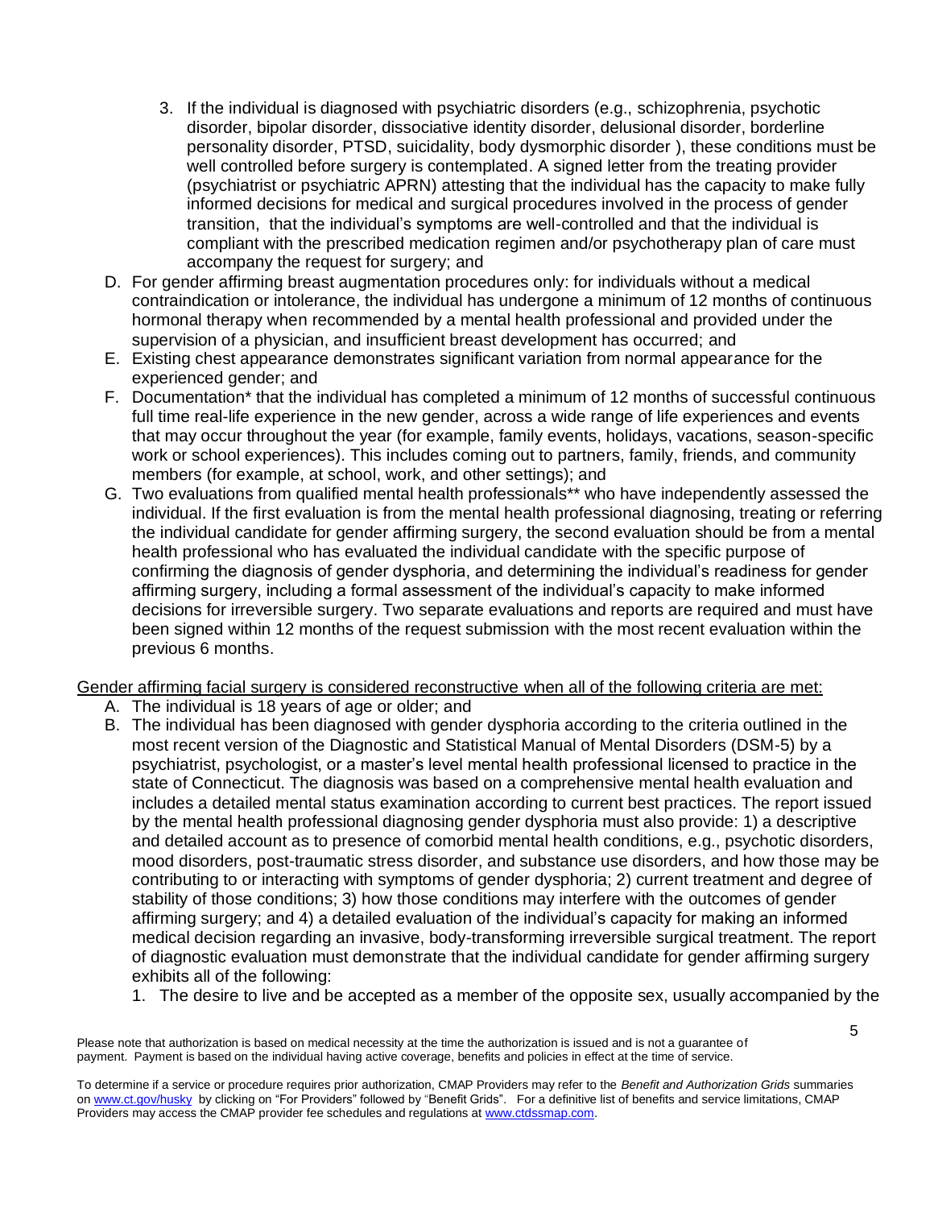3. If the individual is diagnosed with psychiatric disorders (e.g., schizophrenia, psychotic disorder, bipolar disorder, dissociative identity disorder, delusional disorder, borderline personality disorder, PTSD, suicidality, body dysmorphic disorder ), these conditions must be well controlled before surgery is contemplated. A signed letter from the treating provider (psychiatrist or psychiatric APRN) attesting that the individual has the capacity to make fully informed decisions for medical and surgical procedures involved in the process of gender transition, that the individual's symptoms are well-controlled and that the individual is compliant with the prescribed medication regimen and/or psychotherapy plan of care must accompany the request for surgery; and

D. For gender affirming breast augmentation procedures only: for individuals without a medical contraindication or intolerance, the individual has undergone a minimum of 12 months of continuous hormonal therapy when recommended by a mental health professional and provided under the supervision of a physician, and insufficient breast development has occurred; and

E. Existing chest appearance demonstrates significant variation from normal appearance for the experienced gender; and

F. Documentation* that the individual has completed a minimum of 12 months of successful continuous full time real-life experience in the new gender, across a wide range of life experiences and events that may occur throughout the year (for example, family events, holidays, vacations, season-specific work or school experiences). This includes coming out to partners, family, friends, and community members (for example, at school, work, and other settings); and

G. Two evaluations from qualified mental health professionals** who have independently assessed the individual. If the first evaluation is from the mental health professional diagnosing, treating or referring the individual candidate for gender affirming surgery, the second evaluation should be from a mental health professional who has evaluated the individual candidate with the specific purpose of confirming the diagnosis of gender dysphoria, and determining the individual's readiness for gender affirming surgery, including a formal assessment of the individual's capacity to make informed decisions for irreversible surgery. Two separate evaluations and reports are required and must have been signed within 12 months of the request submission with the most recent evaluation within the previous 6 months.

<u>Gender affirming facial surgery is considered reconstructive when all of the following criteria are met:</u>

A. The individual is 18 years of age or older; and

B. The individual has been diagnosed with gender dysphoria according to the criteria outlined in the most recent version of the Diagnostic and Statistical Manual of Mental Disorders (DSM-5) by a psychiatrist, psychologist, or a master's level mental health professional licensed to practice in the state of Connecticut. The diagnosis was based on a comprehensive mental health evaluation and includes a detailed mental status examination according to current best practices. The report issued by the mental health professional diagnosing gender dysphoria must also provide: 1) a descriptive and detailed account as to presence of comorbid mental health conditions, e.g., psychotic disorders, mood disorders, post-traumatic stress disorder, and substance use disorders, and how those may be contributing to or interacting with symptoms of gender dysphoria; 2) current treatment and degree of stability of those conditions; 3) how those conditions may interfere with the outcomes of gender affirming surgery; and 4) a detailed evaluation of the individual's capacity for making an informed medical decision regarding an invasive, body-transforming irreversible surgical treatment. The report of diagnostic evaluation must demonstrate that the individual candidate for gender affirming surgery exhibits all of the following:

   1. The desire to live and be accepted as a member of the opposite sex, usually accompanied by the

Please note that authorization is based on medical necessity at the time the authorization is issued and is not a guarantee of payment. Payment is based on the individual having active coverage, benefits and policies in effect at the time of service.

To determine if a service or procedure requires prior authorization, CMAP Providers may refer to the *Benefit and Authorization Grids* summaries on www.ct.gov/husky by clicking on "For Providers" followed by "Benefit Grids". For a definitive list of benefits and service limitations, CMAP Providers may access the CMAP provider fee schedules and regulations at www.ctdssmap.com.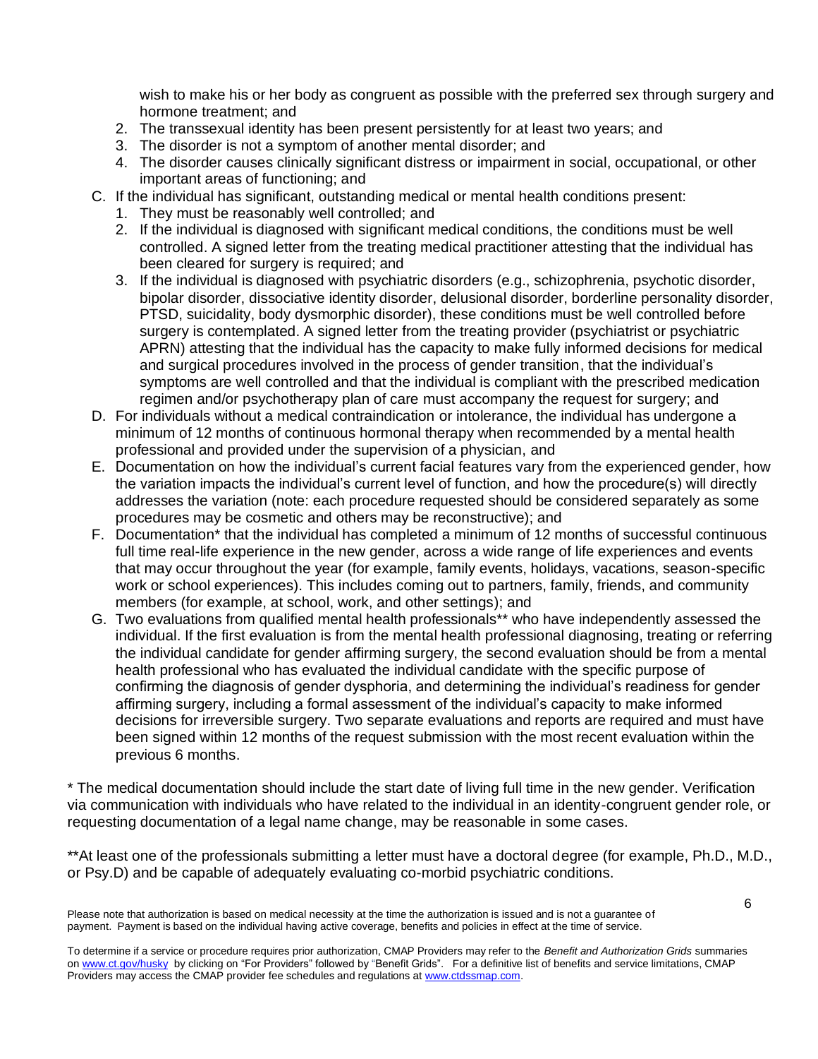wish to make his or her body as congruent as possible with the preferred sex through surgery and hormone treatment; and

2. The transsexual identity has been present persistently for at least two years; and
3. The disorder is not a symptom of another mental disorder; and
4. The disorder causes clinically significant distress or impairment in social, occupational, or other important areas of functioning; and

C. If the individual has significant, outstanding medical or mental health conditions present:
   1. They must be reasonably well controlled; and
   2. If the individual is diagnosed with significant medical conditions, the conditions must be well controlled. A signed letter from the treating medical practitioner attesting that the individual has been cleared for surgery is required; and
   3. If the individual is diagnosed with psychiatric disorders (e.g., schizophrenia, psychotic disorder, bipolar disorder, dissociative identity disorder, delusional disorder, borderline personality disorder, PTSD, suicidality, body dysmorphic disorder), these conditions must be well controlled before surgery is contemplated. A signed letter from the treating provider (psychiatrist or psychiatric APRN) attesting that the individual has the capacity to make fully informed decisions for medical and surgical procedures involved in the process of gender transition, that the individual's symptoms are well controlled and that the individual is compliant with the prescribed medication regimen and/or psychotherapy plan of care must accompany the request for surgery; and

D. For individuals without a medical contraindication or intolerance, the individual has undergone a minimum of 12 months of continuous hormonal therapy when recommended by a mental health professional and provided under the supervision of a physician, and

E. Documentation on how the individual's current facial features vary from the experienced gender, how the variation impacts the individual's current level of function, and how the procedure(s) will directly addresses the variation (note: each procedure requested should be considered separately as some procedures may be cosmetic and others may be reconstructive); and

F. Documentation* that the individual has completed a minimum of 12 months of successful continuous full time real-life experience in the new gender, across a wide range of life experiences and events that may occur throughout the year (for example, family events, holidays, vacations, season-specific work or school experiences). This includes coming out to partners, family, friends, and community members (for example, at school, work, and other settings); and

G. Two evaluations from qualified mental health professionals** who have independently assessed the individual. If the first evaluation is from the mental health professional diagnosing, treating or referring the individual candidate for gender affirming surgery, the second evaluation should be from a mental health professional who has evaluated the individual candidate with the specific purpose of confirming the diagnosis of gender dysphoria, and determining the individual's readiness for gender affirming surgery, including a formal assessment of the individual's capacity to make informed decisions for irreversible surgery. Two separate evaluations and reports are required and must have been signed within 12 months of the request submission with the most recent evaluation within the previous 6 months.

* The medical documentation should include the start date of living full time in the new gender. Verification via communication with individuals who have related to the individual in an identity-congruent gender role, or requesting documentation of a legal name change, may be reasonable in some cases.

**At least one of the professionals submitting a letter must have a doctoral degree (for example, Ph.D., M.D., or Psy.D) and be capable of adequately evaluating co-morbid psychiatric conditions.

Please note that authorization is based on medical necessity at the time the authorization is issued and is not a guarantee of payment. Payment is based on the individual having active coverage, benefits and policies in effect at the time of service.

To determine if a service or procedure requires prior authorization, CMAP Providers may refer to the *Benefit and Authorization Grids* summaries on www.ct.gov/husky by clicking on "For Providers" followed by "Benefit Grids". For a definitive list of benefits and service limitations, CMAP Providers may access the CMAP provider fee schedules and regulations at www.ctdssmap.com.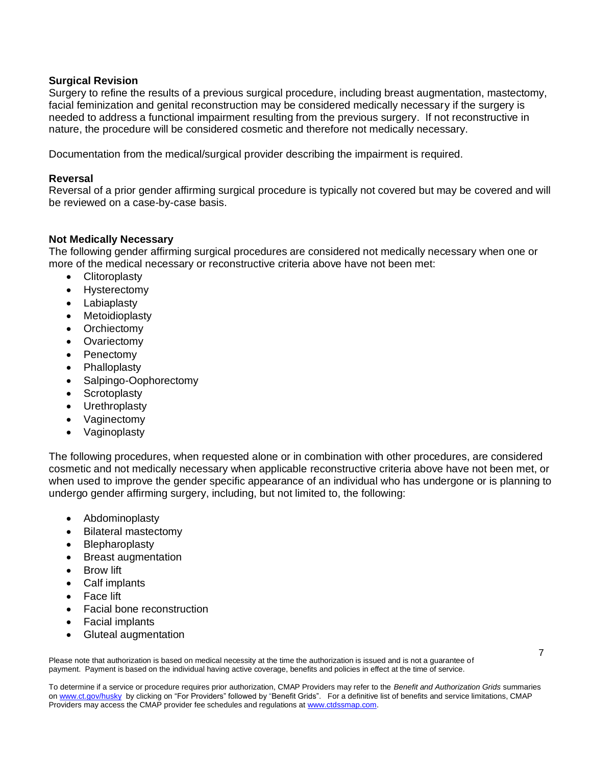### Surgical Revision

Surgery to refine the results of a previous surgical procedure, including breast augmentation, mastectomy, facial feminization and genital reconstruction may be considered medically necessary if the surgery is needed to address a functional impairment resulting from the previous surgery. If not reconstructive in nature, the procedure will be considered cosmetic and therefore not medically necessary.

Documentation from the medical/surgical provider describing the impairment is required.

### Reversal

Reversal of a prior gender affirming surgical procedure is typically not covered but may be covered and will be reviewed on a case-by-case basis.

### Not Medically Necessary

The following gender affirming surgical procedures are considered not medically necessary when one or more of the medical necessary or reconstructive criteria above have not been met:

- Clitoroplasty
- Hysterectomy
- Labiaplasty
- Metoidioplasty
- Orchiectomy
- Ovariectomy
- Penectomy
- Phalloplasty
- Salpingo-Oophorectomy
- Scrotoplasty
- Urethroplasty
- Vaginectomy
- Vaginoplasty

The following procedures, when requested alone or in combination with other procedures, are considered cosmetic and not medically necessary when applicable reconstructive criteria above have not been met, or when used to improve the gender specific appearance of an individual who has undergone or is planning to undergo gender affirming surgery, including, but not limited to, the following:

- Abdominoplasty
- Bilateral mastectomy
- Blepharoplasty
- Breast augmentation
- Brow lift
- Calf implants
- Face lift
- Facial bone reconstruction
- Facial implants
- Gluteal augmentation

Please note that authorization is based on medical necessity at the time the authorization is issued and is not a guarantee of payment. Payment is based on the individual having active coverage, benefits and policies in effect at the time of service.

To determine if a service or procedure requires prior authorization, CMAP Providers may refer to the *Benefit and Authorization Grids* summaries on www.ct.gov/husky by clicking on "For Providers" followed by "Benefit Grids". For a definitive list of benefits and service limitations, CMAP Providers may access the CMAP provider fee schedules and regulations at www.ctdssmap.com.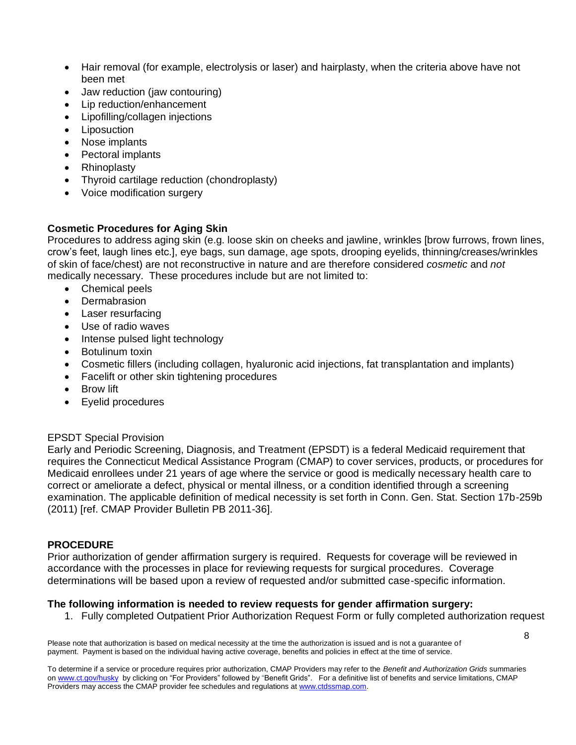- Hair removal (for example, electrolysis or laser) and hairplasty, when the criteria above have not been met
- Jaw reduction (jaw contouring)
- Lip reduction/enhancement
- Lipofilling/collagen injections
- Liposuction
- Nose implants
- Pectoral implants
- Rhinoplasty
- Thyroid cartilage reduction (chondroplasty)
- Voice modification surgery

**Cosmetic Procedures for Aging Skin**

Procedures to address aging skin (e.g. loose skin on cheeks and jawline, wrinkles [brow furrows, frown lines, crow's feet, laugh lines etc.], eye bags, sun damage, age spots, drooping eyelids, thinning/creases/wrinkles of skin of face/chest) are not reconstructive in nature and are therefore considered *cosmetic* and *not* medically necessary. These procedures include but are not limited to:

- Chemical peels
- Dermabrasion
- Laser resurfacing
- Use of radio waves
- Intense pulsed light technology
- Botulinum toxin
- Cosmetic fillers (including collagen, hyaluronic acid injections, fat transplantation and implants)
- Facelift or other skin tightening procedures
- Brow lift
- Eyelid procedures

EPSDT Special Provision

Early and Periodic Screening, Diagnosis, and Treatment (EPSDT) is a federal Medicaid requirement that requires the Connecticut Medical Assistance Program (CMAP) to cover services, products, or procedures for Medicaid enrollees under 21 years of age where the service or good is medically necessary health care to correct or ameliorate a defect, physical or mental illness, or a condition identified through a screening examination. The applicable definition of medical necessity is set forth in Conn. Gen. Stat. Section 17b-259b (2011) [ref. CMAP Provider Bulletin PB 2011-36].

**PROCEDURE**

Prior authorization of gender affirmation surgery is required. Requests for coverage will be reviewed in accordance with the processes in place for reviewing requests for surgical procedures. Coverage determinations will be based upon a review of requested and/or submitted case-specific information.

**The following information is needed to review requests for gender affirmation surgery:**

1. Fully completed Outpatient Prior Authorization Request Form or fully completed authorization request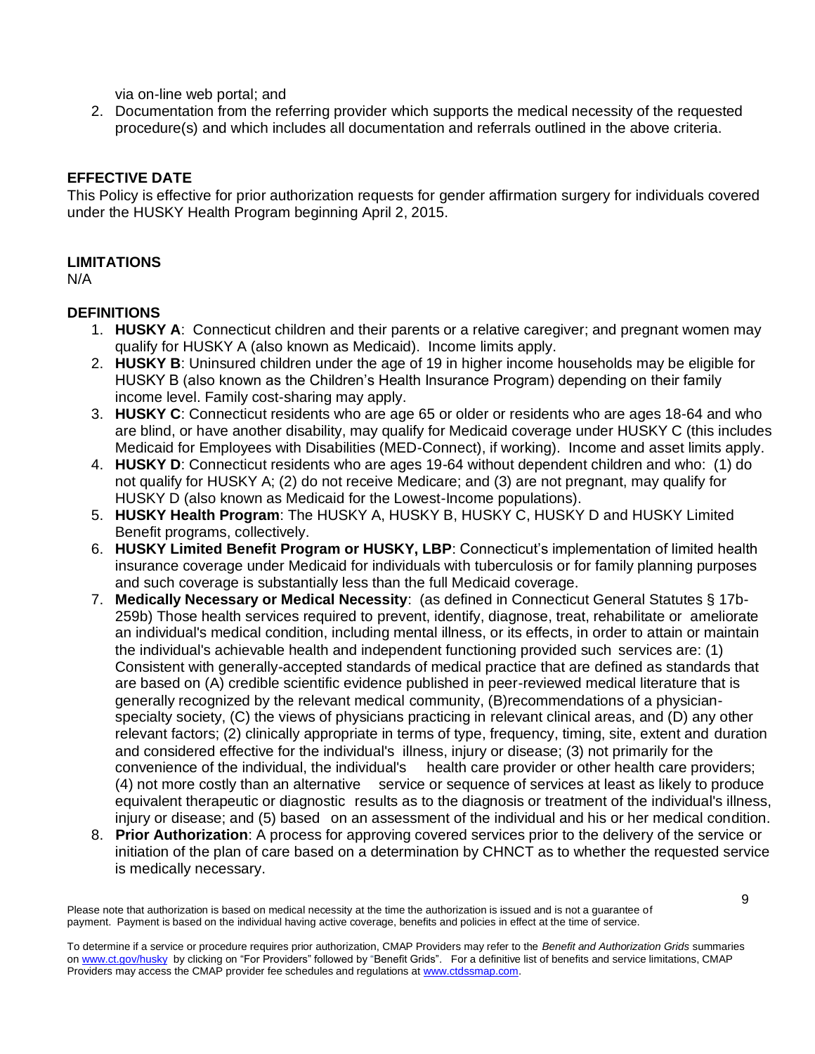via on-line web portal; and

2. Documentation from the referring provider which supports the medical necessity of the requested procedure(s) and which includes all documentation and referrals outlined in the above criteria.

## EFFECTIVE DATE

This Policy is effective for prior authorization requests for gender affirmation surgery for individuals covered under the HUSKY Health Program beginning April 2, 2015.

## LIMITATIONS

N/A

## DEFINITIONS

1. **HUSKY A**: Connecticut children and their parents or a relative caregiver; and pregnant women may qualify for HUSKY A (also known as Medicaid). Income limits apply.
2. **HUSKY B**: Uninsured children under the age of 19 in higher income households may be eligible for HUSKY B (also known as the Children's Health Insurance Program) depending on their family income level. Family cost-sharing may apply.
3. **HUSKY C**: Connecticut residents who are age 65 or older or residents who are ages 18-64 and who are blind, or have another disability, may qualify for Medicaid coverage under HUSKY C (this includes Medicaid for Employees with Disabilities (MED-Connect), if working). Income and asset limits apply.
4. **HUSKY D**: Connecticut residents who are ages 19-64 without dependent children and who: (1) do not qualify for HUSKY A; (2) do not receive Medicare; and (3) are not pregnant, may qualify for HUSKY D (also known as Medicaid for the Lowest-Income populations).
5. **HUSKY Health Program**: The HUSKY A, HUSKY B, HUSKY C, HUSKY D and HUSKY Limited Benefit programs, collectively.
6. **HUSKY Limited Benefit Program or HUSKY, LBP**: Connecticut's implementation of limited health insurance coverage under Medicaid for individuals with tuberculosis or for family planning purposes and such coverage is substantially less than the full Medicaid coverage.
7. **Medically Necessary or Medical Necessity**: (as defined in Connecticut General Statutes § 17b-259b) Those health services required to prevent, identify, diagnose, treat, rehabilitate or ameliorate an individual's medical condition, including mental illness, or its effects, in order to attain or maintain the individual's achievable health and independent functioning provided such services are: (1) Consistent with generally-accepted standards of medical practice that are defined as standards that are based on (A) credible scientific evidence published in peer-reviewed medical literature that is generally recognized by the relevant medical community, (B)recommendations of a physician-specialty society, (C) the views of physicians practicing in relevant clinical areas, and (D) any other relevant factors; (2) clinically appropriate in terms of type, frequency, timing, site, extent and duration and considered effective for the individual's illness, injury or disease; (3) not primarily for the convenience of the individual, the individual's health care provider or other health care providers; (4) not more costly than an alternative service or sequence of services at least as likely to produce equivalent therapeutic or diagnostic results as to the diagnosis or treatment of the individual's illness, injury or disease; and (5) based on an assessment of the individual and his or her medical condition.
8. **Prior Authorization**: A process for approving covered services prior to the delivery of the service or initiation of the plan of care based on a determination by CHNCT as to whether the requested service is medically necessary.

Please note that authorization is based on medical necessity at the time the authorization is issued and is not a guarantee of payment. Payment is based on the individual having active coverage, benefits and policies in effect at the time of service.

To determine if a service or procedure requires prior authorization, CMAP Providers may refer to the *Benefit and Authorization Grids* summaries on www.ct.gov/husky by clicking on "For Providers" followed by "Benefit Grids". For a definitive list of benefits and service limitations, CMAP Providers may access the CMAP provider fee schedules and regulations at www.ctdssmap.com.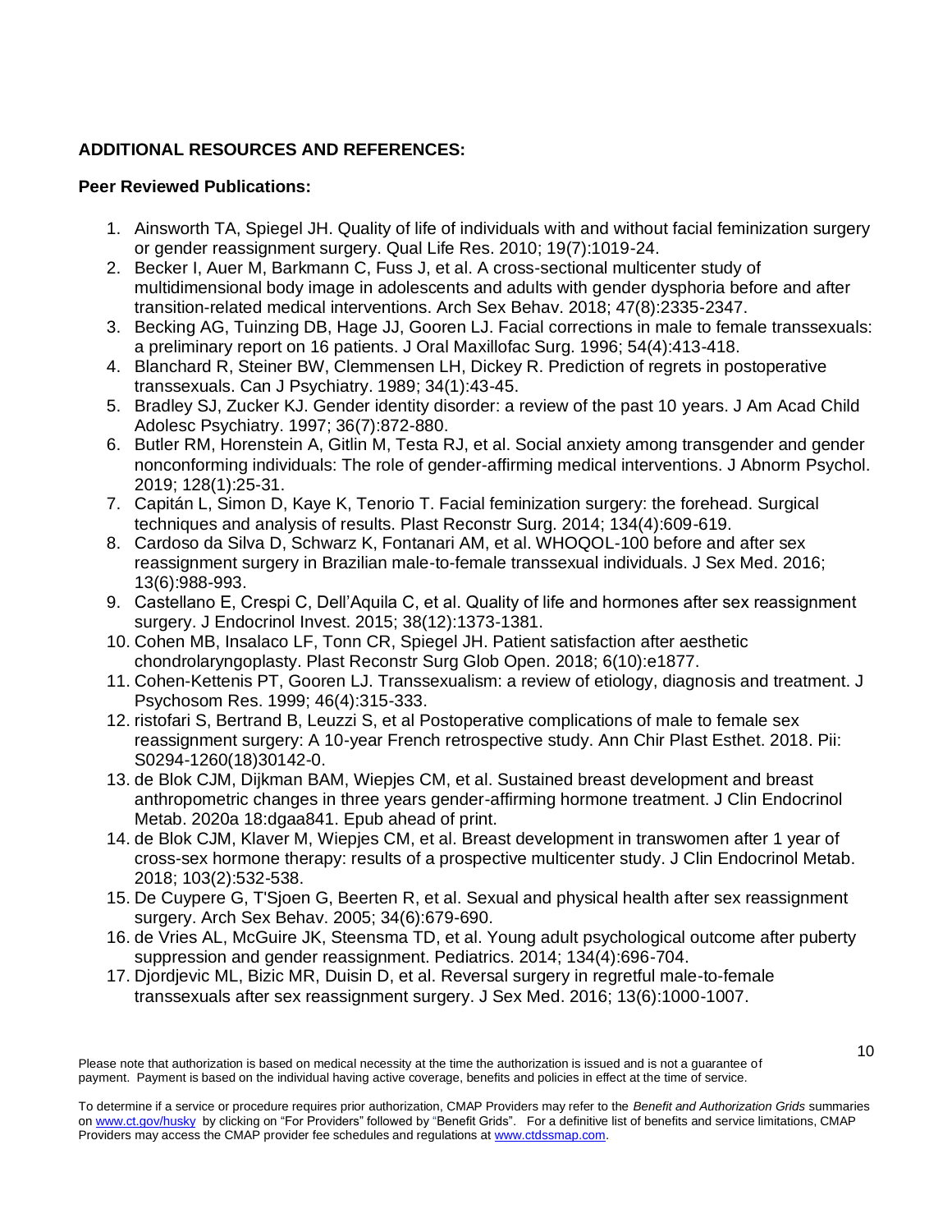**ADDITIONAL RESOURCES AND REFERENCES:**

**Peer Reviewed Publications:**

1. Ainsworth TA, Spiegel JH. Quality of life of individuals with and without facial feminization surgery or gender reassignment surgery. Qual Life Res. 2010; 19(7):1019-24.
2. Becker I, Auer M, Barkmann C, Fuss J, et al. A cross-sectional multicenter study of multidimensional body image in adolescents and adults with gender dysphoria before and after transition-related medical interventions. Arch Sex Behav. 2018; 47(8):2335-2347.
3. Becking AG, Tuinzing DB, Hage JJ, Gooren LJ. Facial corrections in male to female transsexuals: a preliminary report on 16 patients. J Oral Maxillofac Surg. 1996; 54(4):413-418.
4. Blanchard R, Steiner BW, Clemmensen LH, Dickey R. Prediction of regrets in postoperative transsexuals. Can J Psychiatry. 1989; 34(1):43-45.
5. Bradley SJ, Zucker KJ. Gender identity disorder: a review of the past 10 years. J Am Acad Child Adolesc Psychiatry. 1997; 36(7):872-880.
6. Butler RM, Horenstein A, Gitlin M, Testa RJ, et al. Social anxiety among transgender and gender nonconforming individuals: The role of gender-affirming medical interventions. J Abnorm Psychol. 2019; 128(1):25-31.
7. Capitán L, Simon D, Kaye K, Tenorio T. Facial feminization surgery: the forehead. Surgical techniques and analysis of results. Plast Reconstr Surg. 2014; 134(4):609-619.
8. Cardoso da Silva D, Schwarz K, Fontanari AM, et al. WHOQOL-100 before and after sex reassignment surgery in Brazilian male-to-female transsexual individuals. J Sex Med. 2016; 13(6):988-993.
9. Castellano E, Crespi C, Dell'Aquila C, et al. Quality of life and hormones after sex reassignment surgery. J Endocrinol Invest. 2015; 38(12):1373-1381.
10. Cohen MB, Insalaco LF, Tonn CR, Spiegel JH. Patient satisfaction after aesthetic chondrolaryngoplasty. Plast Reconstr Surg Glob Open. 2018; 6(10):e1877.
11. Cohen-Kettenis PT, Gooren LJ. Transsexualism: a review of etiology, diagnosis and treatment. J Psychosom Res. 1999; 46(4):315-333.
12. ristofari S, Bertrand B, Leuzzi S, et al Postoperative complications of male to female sex reassignment surgery: A 10-year French retrospective study. Ann Chir Plast Esthet. 2018. Pii: S0294-1260(18)30142-0.
13. de Blok CJM, Dijkman BAM, Wiepjes CM, et al. Sustained breast development and breast anthropometric changes in three years gender-affirming hormone treatment. J Clin Endocrinol Metab. 2020a 18:dgaa841. Epub ahead of print.
14. de Blok CJM, Klaver M, Wiepjes CM, et al. Breast development in transwomen after 1 year of cross-sex hormone therapy: results of a prospective multicenter study. J Clin Endocrinol Metab. 2018; 103(2):532-538.
15. De Cuypere G, T'Sjoen G, Beerten R, et al. Sexual and physical health after sex reassignment surgery. Arch Sex Behav. 2005; 34(6):679-690.
16. de Vries AL, McGuire JK, Steensma TD, et al. Young adult psychological outcome after puberty suppression and gender reassignment. Pediatrics. 2014; 134(4):696-704.
17. Djordjevic ML, Bizic MR, Duisin D, et al. Reversal surgery in regretful male-to-female transsexuals after sex reassignment surgery. J Sex Med. 2016; 13(6):1000-1007.

Please note that authorization is based on medical necessity at the time the authorization is issued and is not a guarantee of payment. Payment is based on the individual having active coverage, benefits and policies in effect at the time of service.

To determine if a service or procedure requires prior authorization, CMAP Providers may refer to the *Benefit and Authorization Grids* summaries on www.ct.gov/husky by clicking on "For Providers" followed by "Benefit Grids". For a definitive list of benefits and service limitations, CMAP Providers may access the CMAP provider fee schedules and regulations at www.ctdssmap.com.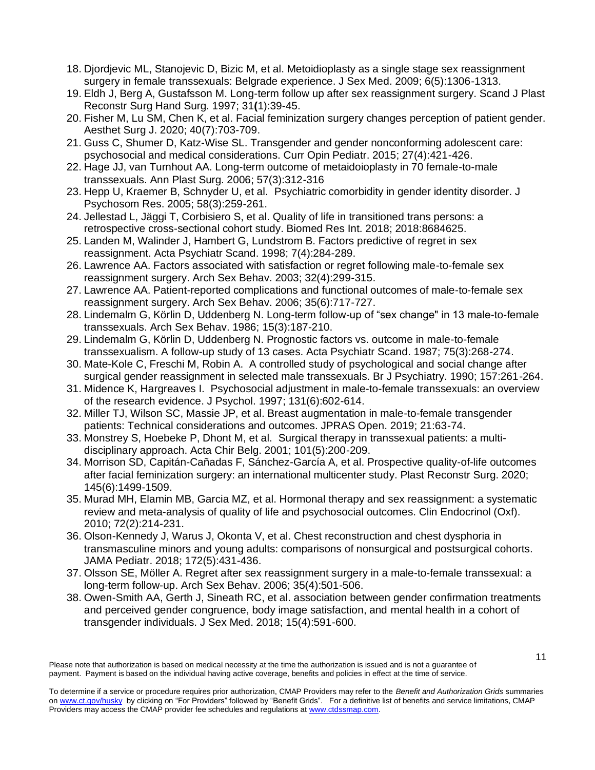18. Djordjevic ML, Stanojevic D, Bizic M, et al. Metoidioplasty as a single stage sex reassignment surgery in female transsexuals: Belgrade experience. J Sex Med. 2009; 6(5):1306-1313.
19. Eldh J, Berg A, Gustafsson M. Long-term follow up after sex reassignment surgery. Scand J Plast Reconstr Surg Hand Surg. 1997; 31**(**1):39-45.
20. Fisher M, Lu SM, Chen K, et al. Facial feminization surgery changes perception of patient gender. Aesthet Surg J. 2020; 40(7):703-709.
21. Guss C, Shumer D, Katz-Wise SL. Transgender and gender nonconforming adolescent care: psychosocial and medical considerations. Curr Opin Pediatr. 2015; 27(4):421-426.
22. Hage JJ, van Turnhout AA. Long-term outcome of metaidoioplasty in 70 female-to-male transsexuals. Ann Plast Surg. 2006; 57(3):312-316
23. Hepp U, Kraemer B, Schnyder U, et al. Psychiatric comorbidity in gender identity disorder. J Psychosom Res. 2005; 58(3):259-261.
24. Jellestad L, Jäggi T, Corbisiero S, et al. Quality of life in transitioned trans persons: a retrospective cross-sectional cohort study. Biomed Res Int. 2018; 2018:8684625.
25. Landen M, Walinder J, Hambert G, Lundstrom B. Factors predictive of regret in sex reassignment. Acta Psychiatr Scand. 1998; 7(4):284-289.
26. Lawrence AA. Factors associated with satisfaction or regret following male-to-female sex reassignment surgery. Arch Sex Behav. 2003; 32(4):299-315.
27. Lawrence AA. Patient-reported complications and functional outcomes of male-to-female sex reassignment surgery. Arch Sex Behav. 2006; 35(6):717-727.
28. Lindemalm G, Körlin D, Uddenberg N. Long-term follow-up of "sex change" in 13 male-to-female transsexuals. Arch Sex Behav. 1986; 15(3):187-210.
29. Lindemalm G, Körlin D, Uddenberg N. Prognostic factors vs. outcome in male-to-female transsexualism. A follow-up study of 13 cases. Acta Psychiatr Scand. 1987; 75(3):268-274.
30. Mate-Kole C, Freschi M, Robin A. A controlled study of psychological and social change after surgical gender reassignment in selected male transsexuals. Br J Psychiatry. 1990; 157:261-264.
31. Midence K, Hargreaves I. Psychosocial adjustment in male-to-female transsexuals: an overview of the research evidence. J Psychol. 1997; 131(6):602-614.
32. Miller TJ, Wilson SC, Massie JP, et al. Breast augmentation in male-to-female transgender patients: Technical considerations and outcomes. JPRAS Open. 2019; 21:63-74.
33. Monstrey S, Hoebeke P, Dhont M, et al. Surgical therapy in transsexual patients: a multi-disciplinary approach. Acta Chir Belg. 2001; 101(5):200-209.
34. Morrison SD, Capitán-Cañadas F, Sánchez-García A, et al. Prospective quality-of-life outcomes after facial feminization surgery: an international multicenter study. Plast Reconstr Surg. 2020; 145(6):1499-1509.
35. Murad MH, Elamin MB, Garcia MZ, et al. Hormonal therapy and sex reassignment: a systematic review and meta-analysis of quality of life and psychosocial outcomes. Clin Endocrinol (Oxf). 2010; 72(2):214-231.
36. Olson-Kennedy J, Warus J, Okonta V, et al. Chest reconstruction and chest dysphoria in transmasculine minors and young adults: comparisons of nonsurgical and postsurgical cohorts. JAMA Pediatr. 2018; 172(5):431-436.
37. Olsson SE, Möller A. Regret after sex reassignment surgery in a male-to-female transsexual: a long-term follow-up. Arch Sex Behav. 2006; 35(4):501-506.
38. Owen-Smith AA, Gerth J, Sineath RC, et al. association between gender confirmation treatments and perceived gender congruence, body image satisfaction, and mental health in a cohort of transgender individuals. J Sex Med. 2018; 15(4):591-600.

Please note that authorization is based on medical necessity at the time the authorization is issued and is not a guarantee of payment. Payment is based on the individual having active coverage, benefits and policies in effect at the time of service.

To determine if a service or procedure requires prior authorization, CMAP Providers may refer to the *Benefit and Authorization Grids* summaries on www.ct.gov/husky by clicking on "For Providers" followed by "Benefit Grids". For a definitive list of benefits and service limitations, CMAP Providers may access the CMAP provider fee schedules and regulations at www.ctdssmap.com.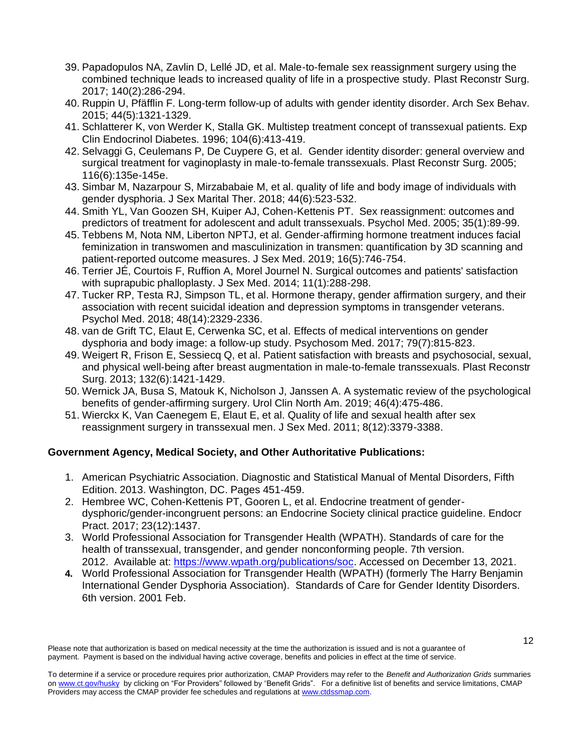39. Papadopulos NA, Zavlin D, Lellé JD, et al. Male-to-female sex reassignment surgery using the combined technique leads to increased quality of life in a prospective study. Plast Reconstr Surg. 2017; 140(2):286-294.
40. Ruppin U, Pfäfflin F. Long-term follow-up of adults with gender identity disorder. Arch Sex Behav. 2015; 44(5):1321-1329.
41. Schlatterer K, von Werder K, Stalla GK. Multistep treatment concept of transsexual patients. Exp Clin Endocrinol Diabetes. 1996; 104(6):413-419.
42. Selvaggi G, Ceulemans P, De Cuypere G, et al. Gender identity disorder: general overview and surgical treatment for vaginoplasty in male-to-female transsexuals. Plast Reconstr Surg. 2005; 116(6):135e-145e.
43. Simbar M, Nazarpour S, Mirzababaie M, et al. quality of life and body image of individuals with gender dysphoria. J Sex Marital Ther. 2018; 44(6):523-532.
44. Smith YL, Van Goozen SH, Kuiper AJ, Cohen-Kettenis PT. Sex reassignment: outcomes and predictors of treatment for adolescent and adult transsexuals. Psychol Med. 2005; 35(1):89-99.
45. Tebbens M, Nota NM, Liberton NPTJ, et al. Gender-affirming hormone treatment induces facial feminization in transwomen and masculinization in transmen: quantification by 3D scanning and patient-reported outcome measures. J Sex Med. 2019; 16(5):746-754.
46. Terrier JÉ, Courtois F, Ruffion A, Morel Journel N. Surgical outcomes and patients' satisfaction with suprapubic phalloplasty. J Sex Med. 2014; 11(1):288-298.
47. Tucker RP, Testa RJ, Simpson TL, et al. Hormone therapy, gender affirmation surgery, and their association with recent suicidal ideation and depression symptoms in transgender veterans. Psychol Med. 2018; 48(14):2329-2336.
48. van de Grift TC, Elaut E, Cerwenka SC, et al. Effects of medical interventions on gender dysphoria and body image: a follow-up study. Psychosom Med. 2017; 79(7):815-823.
49. Weigert R, Frison E, Sessiecq Q, et al. Patient satisfaction with breasts and psychosocial, sexual, and physical well-being after breast augmentation in male-to-female transsexuals. Plast Reconstr Surg. 2013; 132(6):1421-1429.
50. Wernick JA, Busa S, Matouk K, Nicholson J, Janssen A. A systematic review of the psychological benefits of gender-affirming surgery. Urol Clin North Am. 2019; 46(4):475-486.
51. Wierckx K, Van Caenegem E, Elaut E, et al. Quality of life and sexual health after sex reassignment surgery in transsexual men. J Sex Med. 2011; 8(12):3379-3388.

**Government Agency, Medical Society, and Other Authoritative Publications:**

1. American Psychiatric Association. Diagnostic and Statistical Manual of Mental Disorders, Fifth Edition. 2013. Washington, DC. Pages 451-459.
2. Hembree WC, Cohen-Kettenis PT, Gooren L, et al. Endocrine treatment of gender-dysphoric/gender-incongruent persons: an Endocrine Society clinical practice guideline. Endocr Pract. 2017; 23(12):1437.
3. World Professional Association for Transgender Health (WPATH). Standards of care for the health of transsexual, transgender, and gender nonconforming people. 7th version. 2012. Available at: https://www.wpath.org/publications/soc. Accessed on December 13, 2021.
4. World Professional Association for Transgender Health (WPATH) (formerly The Harry Benjamin International Gender Dysphoria Association). Standards of Care for Gender Identity Disorders. 6th version. 2001 Feb.

Please note that authorization is based on medical necessity at the time the authorization is issued and is not a guarantee of payment. Payment is based on the individual having active coverage, benefits and policies in effect at the time of service.

To determine if a service or procedure requires prior authorization, CMAP Providers may refer to the *Benefit and Authorization Grids* summaries on www.ct.gov/husky by clicking on "For Providers" followed by "Benefit Grids". For a definitive list of benefits and service limitations, CMAP Providers may access the CMAP provider fee schedules and regulations at www.ctdssmap.com.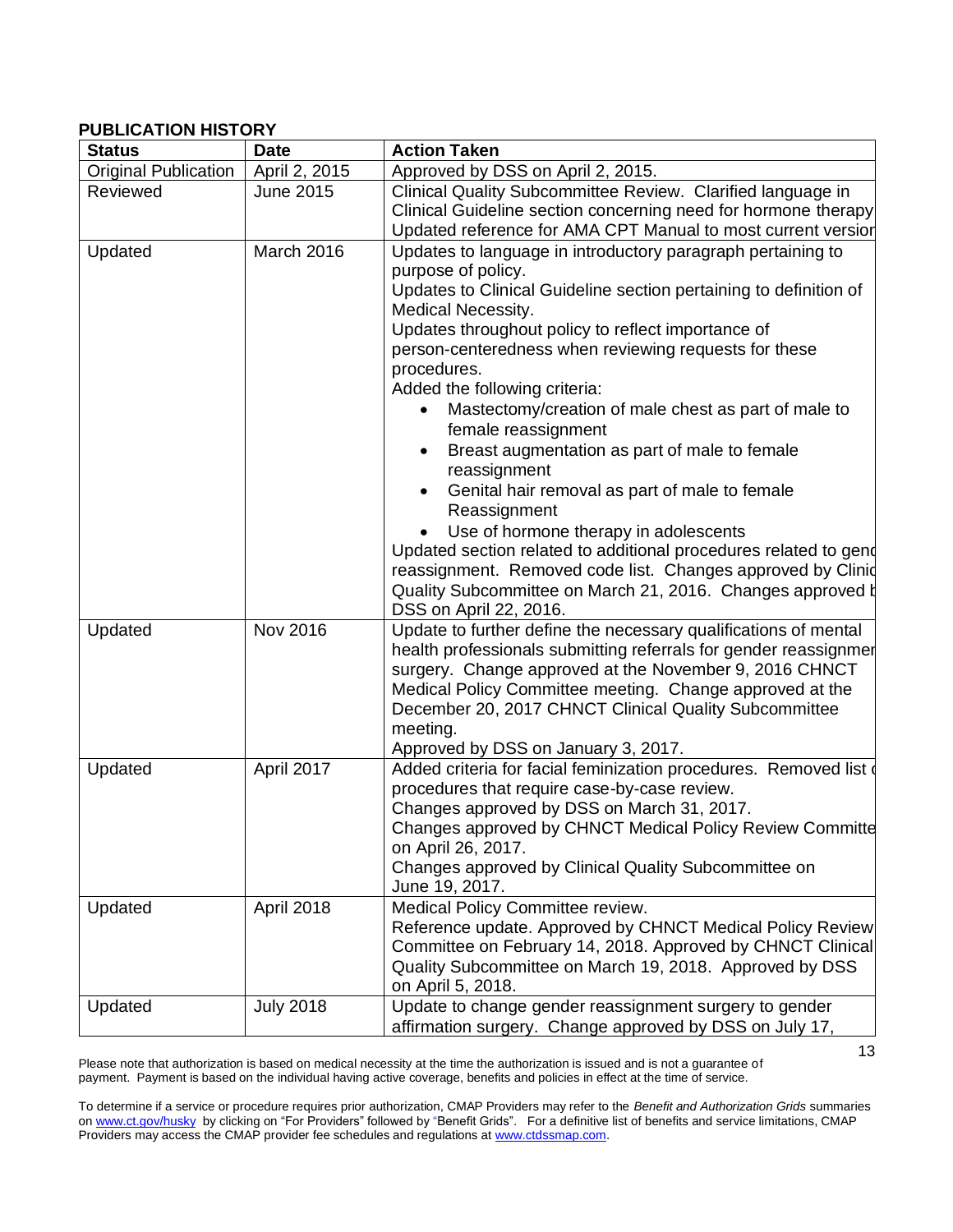**PUBLICATION HISTORY**

| Status | Date | Action Taken |
|---|---|---|
| Original Publication | April 2, 2015 | Approved by DSS on April 2, 2015. |
| Reviewed | June 2015 | Clinical Quality Subcommittee Review. Clarified language in Clinical Guideline section concerning need for hormone therapy Updated reference for AMA CPT Manual to most current version |
| Updated | March 2016 | Updates to language in introductory paragraph pertaining to purpose of policy.<br>Updates to Clinical Guideline section pertaining to definition of Medical Necessity.<br>Updates throughout policy to reflect importance of person-centeredness when reviewing requests for these procedures.<br>Added the following criteria:<br>• Mastectomy/creation of male chest as part of male to female reassignment<br>• Breast augmentation as part of male to female reassignment<br>• Genital hair removal as part of male to female Reassignment<br>• Use of hormone therapy in adolescents<br>Updated section related to additional procedures related to gend reassignment. Removed code list. Changes approved by Clinic Quality Subcommittee on March 21, 2016. Changes approved b DSS on April 22, 2016. |
| Updated | Nov 2016 | Update to further define the necessary qualifications of mental health professionals submitting referrals for gender reassignmer surgery. Change approved at the November 9, 2016 CHNCT Medical Policy Committee meeting. Change approved at the December 20, 2017 CHNCT Clinical Quality Subcommittee meeting.<br>Approved by DSS on January 3, 2017. |
| Updated | April 2017 | Added criteria for facial feminization procedures. Removed list c procedures that require case-by-case review.<br>Changes approved by DSS on March 31, 2017.<br>Changes approved by CHNCT Medical Policy Review Committe on April 26, 2017.<br>Changes approved by Clinical Quality Subcommittee on June 19, 2017. |
| Updated | April 2018 | Medical Policy Committee review.<br>Reference update. Approved by CHNCT Medical Policy Review Committee on February 14, 2018. Approved by CHNCT Clinical Quality Subcommittee on March 19, 2018. Approved by DSS on April 5, 2018. |
| Updated | July 2018 | Update to change gender reassignment surgery to gender affirmation surgery. Change approved by DSS on July 17, |

Please note that authorization is based on medical necessity at the time the authorization is issued and is not a guarantee of payment. Payment is based on the individual having active coverage, benefits and policies in effect at the time of service.

To determine if a service or procedure requires prior authorization, CMAP Providers may refer to the *Benefit and Authorization Grids* summaries on www.ct.gov/husky by clicking on "For Providers" followed by "Benefit Grids". For a definitive list of benefits and service limitations, CMAP Providers may access the CMAP provider fee schedules and regulations at www.ctdssmap.com.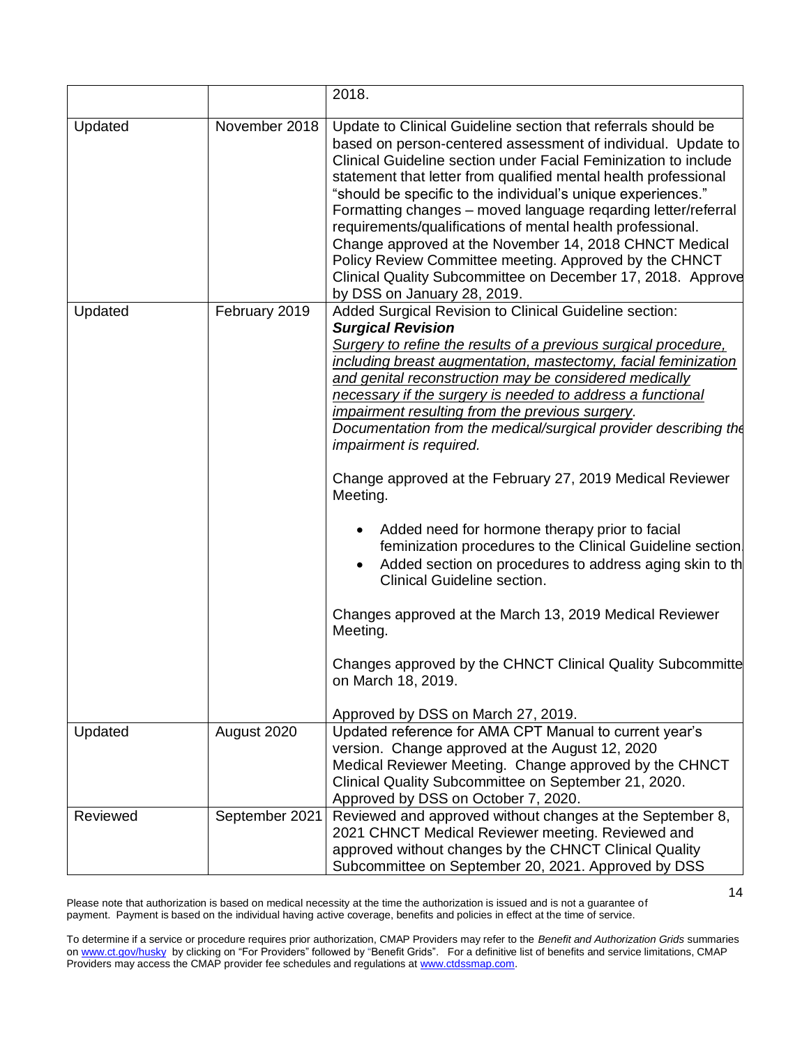| | | |
|---|---|---|
| | | 2018. |
| Updated | November 2018 | Update to Clinical Guideline section that referrals should be based on person-centered assessment of individual. Update to Clinical Guideline section under Facial Feminization to include statement that letter from qualified mental health professional "should be specific to the individual's unique experiences." Formatting changes – moved language reqarding letter/referral requirements/qualifications of mental health professional. Change approved at the November 14, 2018 CHNCT Medical Policy Review Committee meeting. Approved by the CHNCT Clinical Quality Subcommittee on December 17, 2018. Approve by DSS on January 28, 2019. |
| Updated | February 2019 | Added Surgical Revision to Clinical Guideline section: ***Surgical Revision*** <u>*Surgery to refine the results of a previous surgical procedure, including breast augmentation, mastectomy, facial feminization and genital reconstruction may be considered medically necessary if the surgery is needed to address a functional impairment resulting from the previous surgery.*</u> *Documentation from the medical/surgical provider describing the impairment is required.*<br><br>Change approved at the February 27, 2019 Medical Reviewer Meeting.<br><br>• Added need for hormone therapy prior to facial feminization procedures to the Clinical Guideline section.<br>• Added section on procedures to address aging skin to th Clinical Guideline section.<br><br>Changes approved at the March 13, 2019 Medical Reviewer Meeting.<br><br>Changes approved by the CHNCT Clinical Quality Subcommitte on March 18, 2019.<br><br>Approved by DSS on March 27, 2019. |
| Updated | August 2020 | Updated reference for AMA CPT Manual to current year's version. Change approved at the August 12, 2020 Medical Reviewer Meeting. Change approved by the CHNCT Clinical Quality Subcommittee on September 21, 2020. Approved by DSS on October 7, 2020. |
| Reviewed | September 2021 | Reviewed and approved without changes at the September 8, 2021 CHNCT Medical Reviewer meeting. Reviewed and approved without changes by the CHNCT Clinical Quality Subcommittee on September 20, 2021. Approved by DSS |

Please note that authorization is based on medical necessity at the time the authorization is issued and is not a guarantee of payment. Payment is based on the individual having active coverage, benefits and policies in effect at the time of service.

To determine if a service or procedure requires prior authorization, CMAP Providers may refer to the *Benefit and Authorization Grids* summaries on www.ct.gov/husky by clicking on "For Providers" followed by "Benefit Grids". For a definitive list of benefits and service limitations, CMAP Providers may access the CMAP provider fee schedules and regulations at www.ctdssmap.com.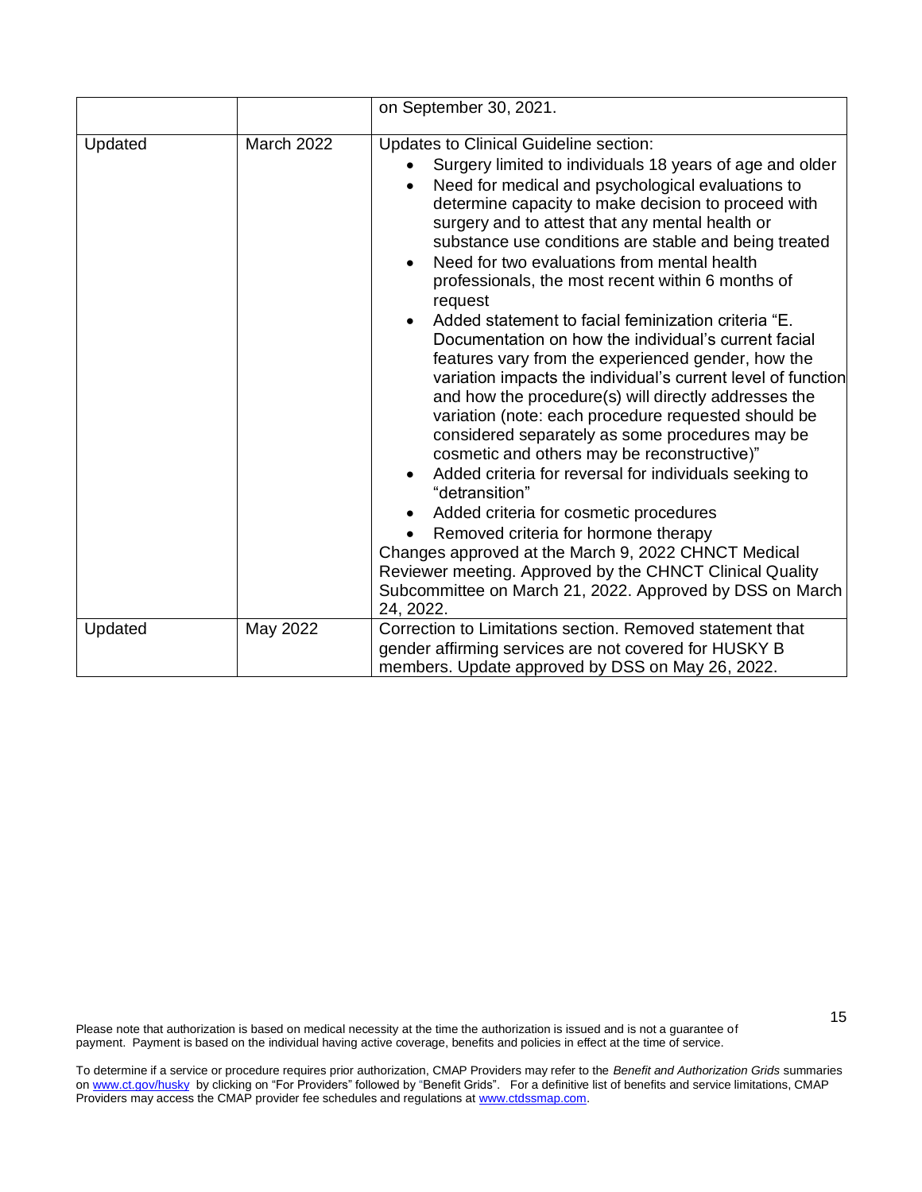| | | |
|---|---|---|
| | | on September 30, 2021. |
| Updated | March 2022 | Updates to Clinical Guideline section:<br>• Surgery limited to individuals 18 years of age and older<br>• Need for medical and psychological evaluations to determine capacity to make decision to proceed with surgery and to attest that any mental health or substance use conditions are stable and being treated<br>• Need for two evaluations from mental health professionals, the most recent within 6 months of request<br>• Added statement to facial feminization criteria "E. Documentation on how the individual's current facial features vary from the experienced gender, how the variation impacts the individual's current level of function and how the procedure(s) will directly addresses the variation (note: each procedure requested should be considered separately as some procedures may be cosmetic and others may be reconstructive)"<br>• Added criteria for reversal for individuals seeking to "detransition"<br>• Added criteria for cosmetic procedures<br>• Removed criteria for hormone therapy<br>Changes approved at the March 9, 2022 CHNCT Medical Reviewer meeting. Approved by the CHNCT Clinical Quality Subcommittee on March 21, 2022. Approved by DSS on March 24, 2022. |
| Updated | May 2022 | Correction to Limitations section. Removed statement that gender affirming services are not covered for HUSKY B members. Update approved by DSS on May 26, 2022. |

Please note that authorization is based on medical necessity at the time the authorization is issued and is not a guarantee of payment. Payment is based on the individual having active coverage, benefits and policies in effect at the time of service.

To determine if a service or procedure requires prior authorization, CMAP Providers may refer to the *Benefit and Authorization Grids* summaries on www.ct.gov/husky by clicking on "For Providers" followed by "Benefit Grids". For a definitive list of benefits and service limitations, CMAP Providers may access the CMAP provider fee schedules and regulations at www.ctdssmap.com.